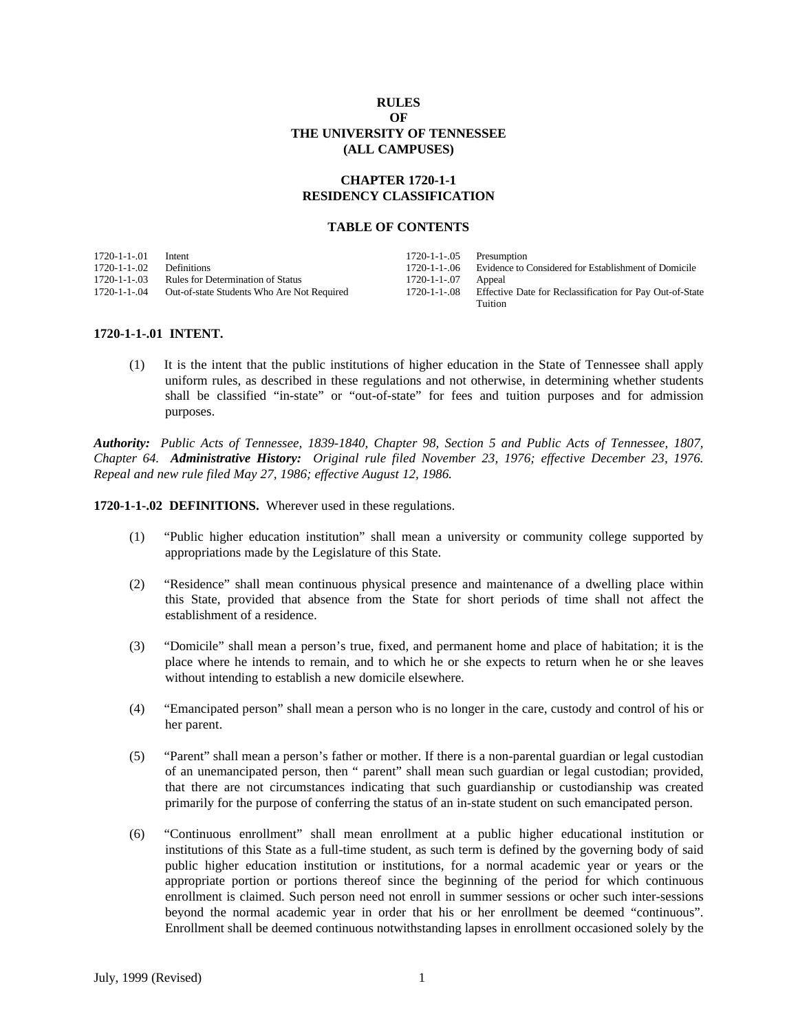**RULES**
**OF**
**THE UNIVERSITY OF TENNESSEE**
**(ALL CAMPUSES)**

**CHAPTER 1720-1-1**
**RESIDENCY CLASSIFICATION**

**TABLE OF CONTENTS**

| | | | |
|---|---|---|---|
| 1720-1-1-.01 | Intent | 1720-1-1-.05 | Presumption |
| 1720-1-1-.02 | Definitions | 1720-1-1-.06 | Evidence to Considered for Establishment of Domicile |
| 1720-1-1-.03 | Rules for Determination of Status | 1720-1-1-.07 | Appeal |
| 1720-1-1-.04 | Out-of-state Students Who Are Not Required | 1720-1-1-.08 | Effective Date for Reclassification for Pay Out-of-State Tuition |

**1720-1-1-.01 INTENT.**

(1) It is the intent that the public institutions of higher education in the State of Tennessee shall apply uniform rules, as described in these regulations and not otherwise, in determining whether students shall be classified "in-state" or "out-of-state" for fees and tuition purposes and for admission purposes.

***Authority:*** *Public Acts of Tennessee, 1839-1840, Chapter 98, Section 5 and Public Acts of Tennessee, 1807, Chapter 64.* ***Administrative History:*** *Original rule filed November 23, 1976; effective December 23, 1976. Repeal and new rule filed May 27, 1986; effective August 12, 1986.*

**1720-1-1-.02 DEFINITIONS.** Wherever used in these regulations.

(1) "Public higher education institution" shall mean a university or community college supported by appropriations made by the Legislature of this State.

(2) "Residence" shall mean continuous physical presence and maintenance of a dwelling place within this State, provided that absence from the State for short periods of time shall not affect the establishment of a residence.

(3) "Domicile" shall mean a person's true, fixed, and permanent home and place of habitation; it is the place where he intends to remain, and to which he or she expects to return when he or she leaves without intending to establish a new domicile elsewhere.

(4) "Emancipated person" shall mean a person who is no longer in the care, custody and control of his or her parent.

(5) "Parent" shall mean a person's father or mother. If there is a non-parental guardian or legal custodian of an unemancipated person, then " parent" shall mean such guardian or legal custodian; provided, that there are not circumstances indicating that such guardianship or custodianship was created primarily for the purpose of conferring the status of an in-state student on such emancipated person.

(6) "Continuous enrollment" shall mean enrollment at a public higher educational institution or institutions of this State as a full-time student, as such term is defined by the governing body of said public higher education institution or institutions, for a normal academic year or years or the appropriate portion or portions thereof since the beginning of the period for which continuous enrollment is claimed. Such person need not enroll in summer sessions or ocher such inter-sessions beyond the normal academic year in order that his or her enrollment be deemed "continuous". Enrollment shall be deemed continuous notwithstanding lapses in enrollment occasioned solely by the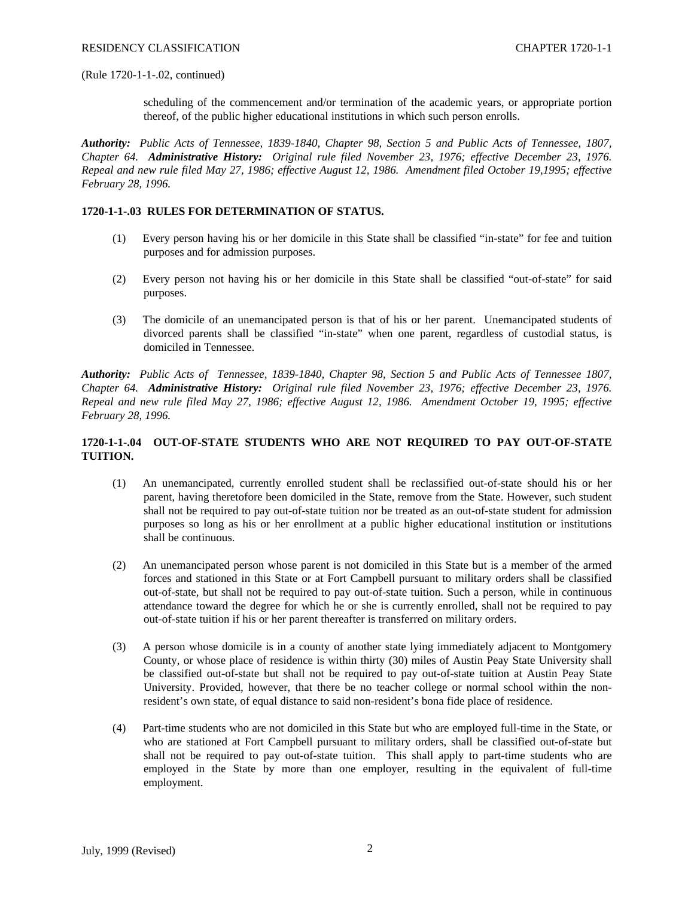(Rule 1720-1-1-.02, continued)

scheduling of the commencement and/or termination of the academic years, or appropriate portion thereof, of the public higher educational institutions in which such person enrolls.

***Authority:*** *Public Acts of Tennessee, 1839-1840, Chapter 98, Section 5 and Public Acts of Tennessee, 1807, Chapter 64.* ***Administrative History:*** *Original rule filed November 23, 1976; effective December 23, 1976. Repeal and new rule filed May 27, 1986; effective August 12, 1986. Amendment filed October 19,1995; effective February 28, 1996.*

**1720-1-1-.03 RULES FOR DETERMINATION OF STATUS.**

(1) Every person having his or her domicile in this State shall be classified "in-state" for fee and tuition purposes and for admission purposes.

(2) Every person not having his or her domicile in this State shall be classified "out-of-state" for said purposes.

(3) The domicile of an unemancipated person is that of his or her parent. Unemancipated students of divorced parents shall be classified "in-state" when one parent, regardless of custodial status, is domiciled in Tennessee.

***Authority:*** *Public Acts of Tennessee, 1839-1840, Chapter 98, Section 5 and Public Acts of Tennessee 1807, Chapter 64.* ***Administrative History:*** *Original rule filed November 23, 1976; effective December 23, 1976. Repeal and new rule filed May 27, 1986; effective August 12, 1986. Amendment October 19, 1995; effective February 28, 1996.*

**1720-1-1-.04 OUT-OF-STATE STUDENTS WHO ARE NOT REQUIRED TO PAY OUT-OF-STATE TUITION.**

(1) An unemancipated, currently enrolled student shall be reclassified out-of-state should his or her parent, having theretofore been domiciled in the State, remove from the State. However, such student shall not be required to pay out-of-state tuition nor be treated as an out-of-state student for admission purposes so long as his or her enrollment at a public higher educational institution or institutions shall be continuous.

(2) An unemancipated person whose parent is not domiciled in this State but is a member of the armed forces and stationed in this State or at Fort Campbell pursuant to military orders shall be classified out-of-state, but shall not be required to pay out-of-state tuition. Such a person, while in continuous attendance toward the degree for which he or she is currently enrolled, shall not be required to pay out-of-state tuition if his or her parent thereafter is transferred on military orders.

(3) A person whose domicile is in a county of another state lying immediately adjacent to Montgomery County, or whose place of residence is within thirty (30) miles of Austin Peay State University shall be classified out-of-state but shall not be required to pay out-of-state tuition at Austin Peay State University. Provided, however, that there be no teacher college or normal school within the non-resident's own state, of equal distance to said non-resident's bona fide place of residence.

(4) Part-time students who are not domiciled in this State but who are employed full-time in the State, or who are stationed at Fort Campbell pursuant to military orders, shall be classified out-of-state but shall not be required to pay out-of-state tuition. This shall apply to part-time students who are employed in the State by more than one employer, resulting in the equivalent of full-time employment.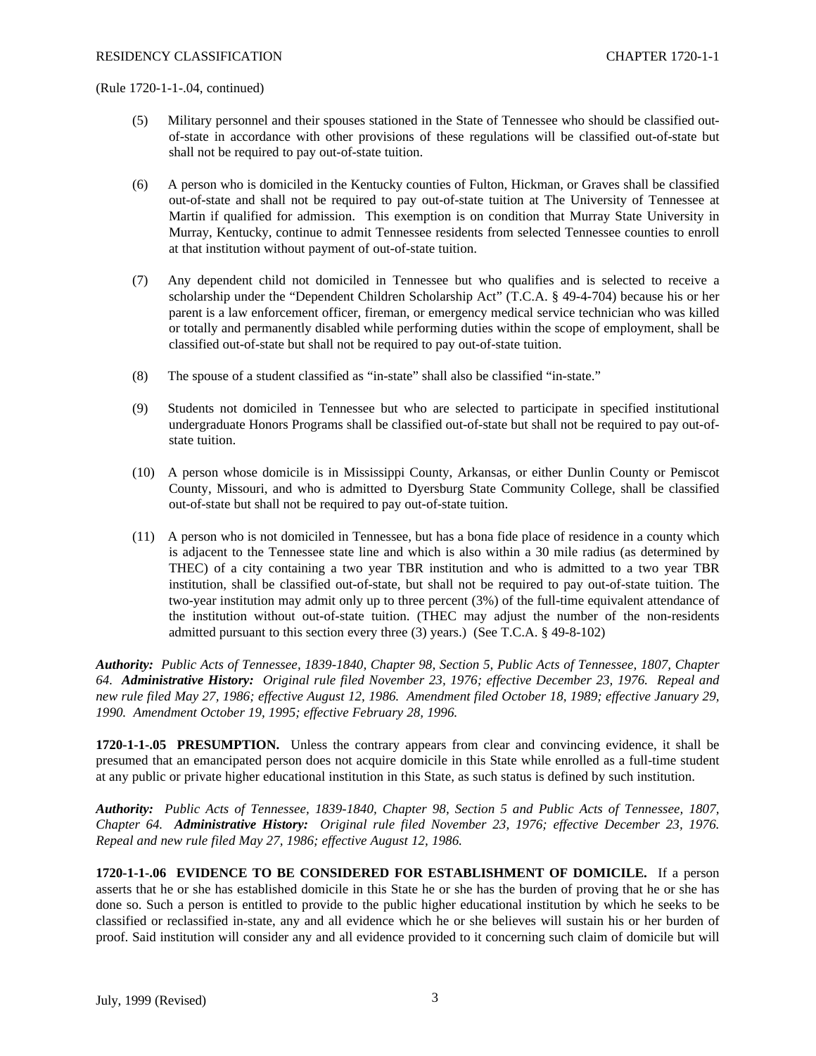(Rule 1720-1-1-.04, continued)

(5) Military personnel and their spouses stationed in the State of Tennessee who should be classified out-of-state in accordance with other provisions of these regulations will be classified out-of-state but shall not be required to pay out-of-state tuition.

(6) A person who is domiciled in the Kentucky counties of Fulton, Hickman, or Graves shall be classified out-of-state and shall not be required to pay out-of-state tuition at The University of Tennessee at Martin if qualified for admission. This exemption is on condition that Murray State University in Murray, Kentucky, continue to admit Tennessee residents from selected Tennessee counties to enroll at that institution without payment of out-of-state tuition.

(7) Any dependent child not domiciled in Tennessee but who qualifies and is selected to receive a scholarship under the "Dependent Children Scholarship Act" (T.C.A. § 49-4-704) because his or her parent is a law enforcement officer, fireman, or emergency medical service technician who was killed or totally and permanently disabled while performing duties within the scope of employment, shall be classified out-of-state but shall not be required to pay out-of-state tuition.

(8) The spouse of a student classified as "in-state" shall also be classified "in-state."

(9) Students not domiciled in Tennessee but who are selected to participate in specified institutional undergraduate Honors Programs shall be classified out-of-state but shall not be required to pay out-of-state tuition.

(10) A person whose domicile is in Mississippi County, Arkansas, or either Dunlin County or Pemiscot County, Missouri, and who is admitted to Dyersburg State Community College, shall be classified out-of-state but shall not be required to pay out-of-state tuition.

(11) A person who is not domiciled in Tennessee, but has a bona fide place of residence in a county which is adjacent to the Tennessee state line and which is also within a 30 mile radius (as determined by THEC) of a city containing a two year TBR institution and who is admitted to a two year TBR institution, shall be classified out-of-state, but shall not be required to pay out-of-state tuition. The two-year institution may admit only up to three percent (3%) of the full-time equivalent attendance of the institution without out-of-state tuition. (THEC may adjust the number of the non-residents admitted pursuant to this section every three (3) years.) (See T.C.A. § 49-8-102)

***Authority:*** *Public Acts of Tennessee, 1839-1840, Chapter 98, Section 5, Public Acts of Tennessee, 1807, Chapter 64.* ***Administrative History:*** *Original rule filed November 23, 1976; effective December 23, 1976. Repeal and new rule filed May 27, 1986; effective August 12, 1986. Amendment filed October 18, 1989; effective January 29, 1990. Amendment October 19, 1995; effective February 28, 1996.*

**1720-1-1-.05 PRESUMPTION.** Unless the contrary appears from clear and convincing evidence, it shall be presumed that an emancipated person does not acquire domicile in this State while enrolled as a full-time student at any public or private higher educational institution in this State, as such status is defined by such institution.

***Authority:*** *Public Acts of Tennessee, 1839-1840, Chapter 98, Section 5 and Public Acts of Tennessee, 1807, Chapter 64.* ***Administrative History:*** *Original rule filed November 23, 1976; effective December 23, 1976. Repeal and new rule filed May 27, 1986; effective August 12, 1986.*

**1720-1-1-.06 EVIDENCE TO BE CONSIDERED FOR ESTABLISHMENT OF DOMICILE.** If a person asserts that he or she has established domicile in this State he or she has the burden of proving that he or she has done so. Such a person is entitled to provide to the public higher educational institution by which he seeks to be classified or reclassified in-state, any and all evidence which he or she believes will sustain his or her burden of proof. Said institution will consider any and all evidence provided to it concerning such claim of domicile but will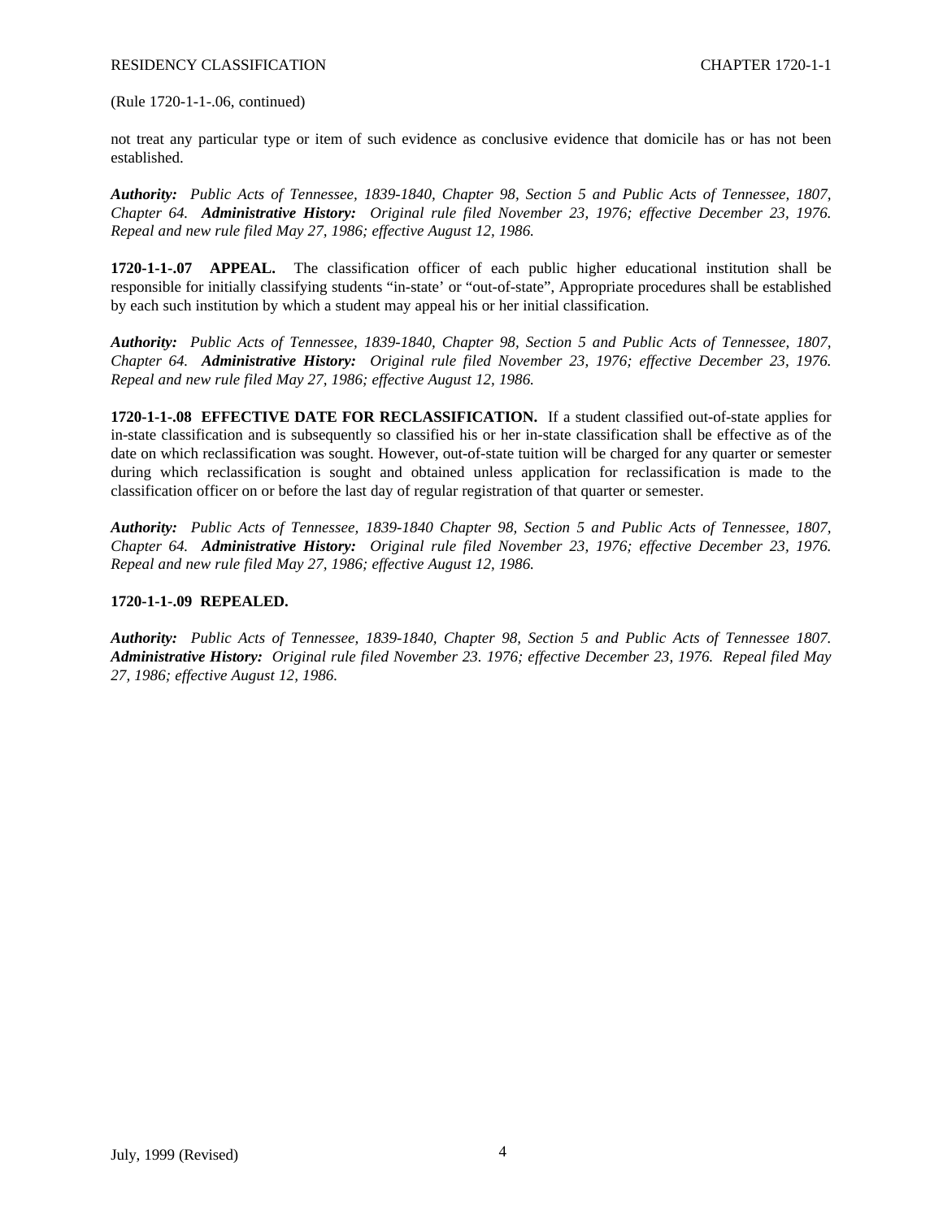(Rule 1720-1-1-.06, continued)

not treat any particular type or item of such evidence as conclusive evidence that domicile has or has not been established.

***Authority:*** *Public Acts of Tennessee, 1839-1840, Chapter 98, Section 5 and Public Acts of Tennessee, 1807, Chapter 64.* ***Administrative History:*** *Original rule filed November 23, 1976; effective December 23, 1976. Repeal and new rule filed May 27, 1986; effective August 12, 1986.*

**1720-1-1-.07 APPEAL.** The classification officer of each public higher educational institution shall be responsible for initially classifying students "in-state' or "out-of-state", Appropriate procedures shall be established by each such institution by which a student may appeal his or her initial classification.

***Authority:*** *Public Acts of Tennessee, 1839-1840, Chapter 98, Section 5 and Public Acts of Tennessee, 1807, Chapter 64.* ***Administrative History:*** *Original rule filed November 23, 1976; effective December 23, 1976. Repeal and new rule filed May 27, 1986; effective August 12, 1986.*

**1720-1-1-.08 EFFECTIVE DATE FOR RECLASSIFICATION.** If a student classified out-of-state applies for in-state classification and is subsequently so classified his or her in-state classification shall be effective as of the date on which reclassification was sought. However, out-of-state tuition will be charged for any quarter or semester during which reclassification is sought and obtained unless application for reclassification is made to the classification officer on or before the last day of regular registration of that quarter or semester.

***Authority:*** *Public Acts of Tennessee, 1839-1840 Chapter 98, Section 5 and Public Acts of Tennessee, 1807, Chapter 64.* ***Administrative History:*** *Original rule filed November 23, 1976; effective December 23, 1976. Repeal and new rule filed May 27, 1986; effective August 12, 1986.*

**1720-1-1-.09 REPEALED.**

***Authority:*** *Public Acts of Tennessee, 1839-1840, Chapter 98, Section 5 and Public Acts of Tennessee 1807.* ***Administrative History:*** *Original rule filed November 23. 1976; effective December 23, 1976. Repeal filed May 27, 1986; effective August 12, 1986.*